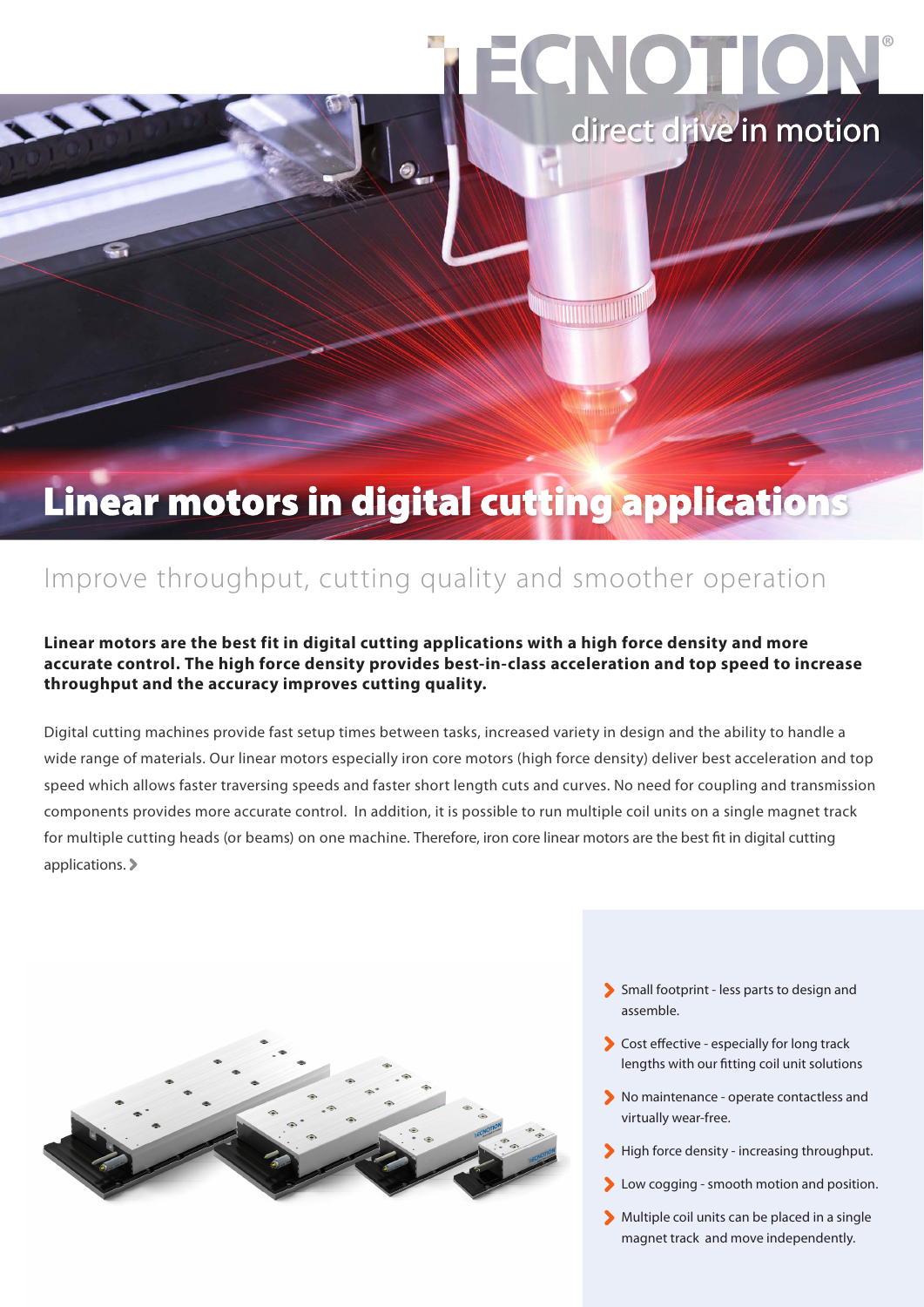# TECNOTION®

direct drive in motion

# Linear motors in digital cutting applications

## Improve throughput, cutting quality and smoother operation

**Linear motors are the best fit in digital cutting applications with a high force density and more accurate control. The high force density provides best-in-class acceleration and top speed to increase throughput and the accuracy improves cutting quality.**

Digital cutting machines provide fast setup times between tasks, increased variety in design and the ability to handle a wide range of materials. Our linear motors especially iron core motors (high force density) deliver best acceleration and top speed which allows faster traversing speeds and faster short length cuts and curves. No need for coupling and transmission components provides more accurate control. In addition, it is possible to run multiple coil units on a single magnet track for multiple cutting heads (or beams) on one machine. Therefore, iron core linear motors are the best fit in digital cutting applications.

- Small footprint - less parts to design and assemble.
- Cost effective - especially for long track lengths with our fitting coil unit solutions
- No maintenance - operate contactless and virtually wear-free.
- High force density - increasing throughput.
- Low cogging - smooth motion and position.
- Multiple coil units can be placed in a single magnet track and move independently.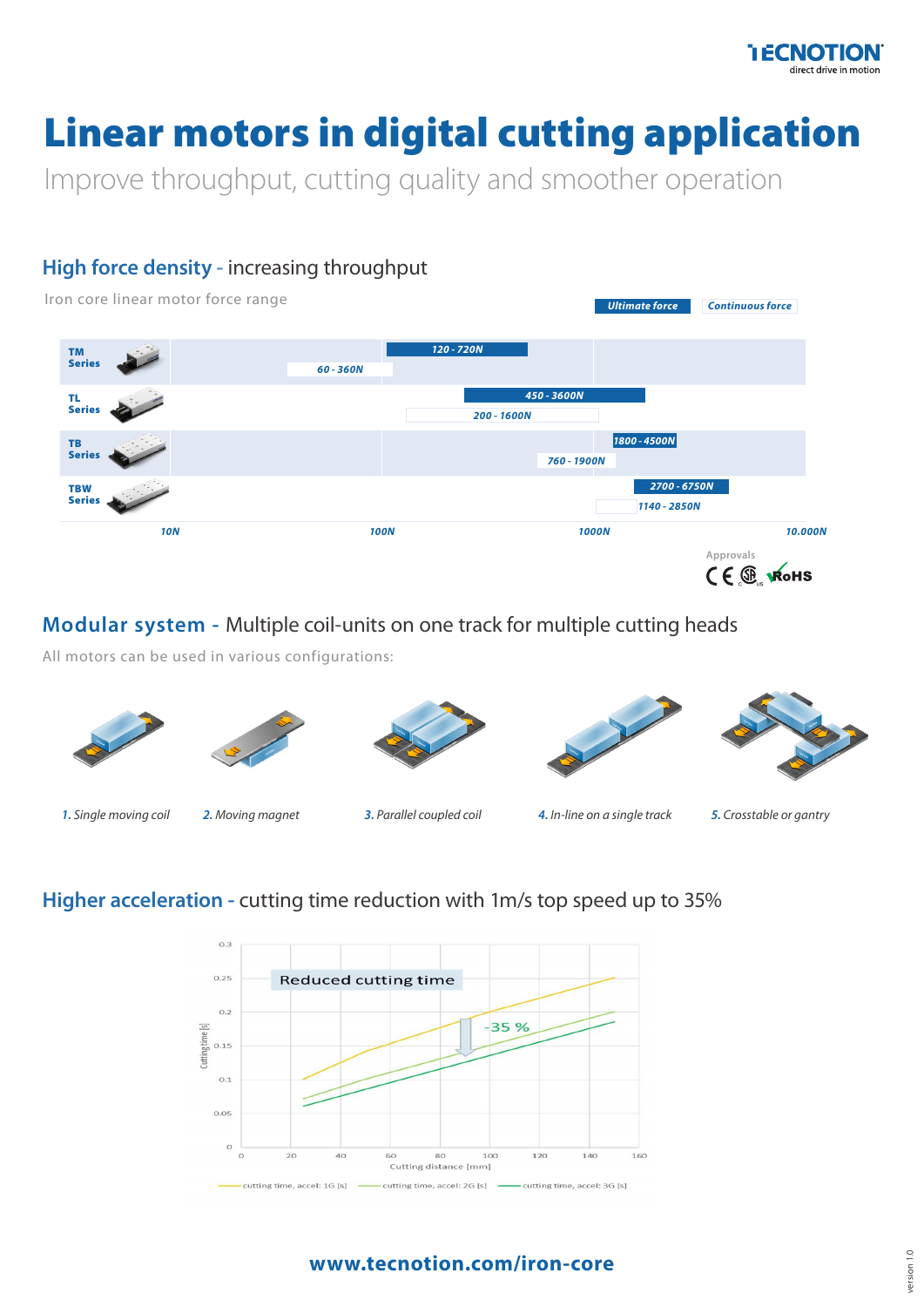# Linear motors in digital cutting application

Improve throughput, cutting quality and smoother operation

## High force density - increasing throughput

Iron core linear motor force range

Ultimate force
Continuous force

TM Series
120 - 720N
60 - 360N

TL Series
450 - 3600N
200 - 1600N

TB Series
1800 - 4500N
760 - 1900N

TBW Series
2700 - 6750N
1140 - 2850N

10N
100N
1000N
10.000N

Approvals

## Modular system - Multiple coil-units on one track for multiple cutting heads

All motors can be used in various configurations:

1. Single moving coil
2. Moving magnet
3. Parallel coupled coil
4. In-line on a single track
5. Crosstable or gantry

## Higher acceleration - cutting time reduction with 1m/s top speed up to 35%

Reduced cutting time

-35 %

Cutting time [s]

0
0.05
0.1
0.15
0.2
0.25
0.3

Cutting distance [mm]

0
20
40
60
80
100
120
140
160

cutting time, accel: 1G [s]
cutting time, accel: 2G [s]
cutting time, accel: 3G [s]

**www.tecnotion.com/iron-core**